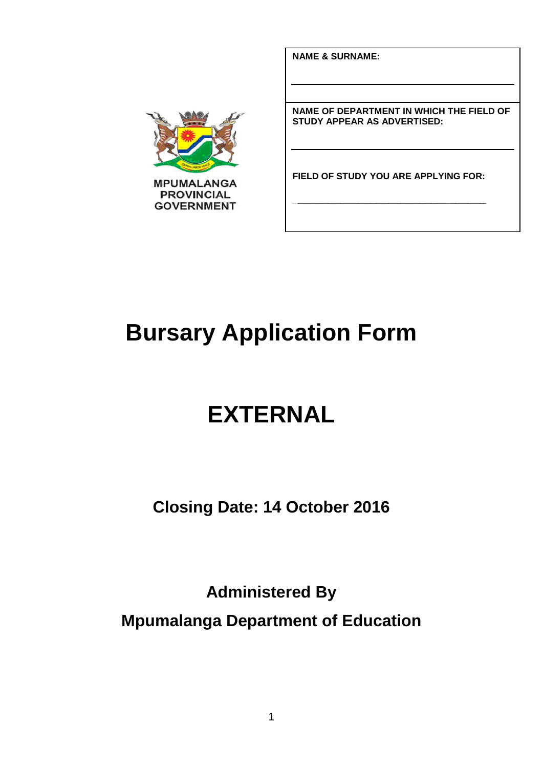MPUMALANGA PROVINCIAL GOVERNMENT

| |
|---|
| **NAME & SURNAME:** |
| |
| **NAME OF DEPARTMENT IN WHICH THE FIELD OF STUDY APPEAR AS ADVERTISED:** |
| |
| **FIELD OF STUDY YOU ARE APPLYING FOR:** |
| _______________________________________ |

# Bursary Application Form

# EXTERNAL

## Closing Date: 14 October 2016

## Administered By

## Mpumalanga Department of Education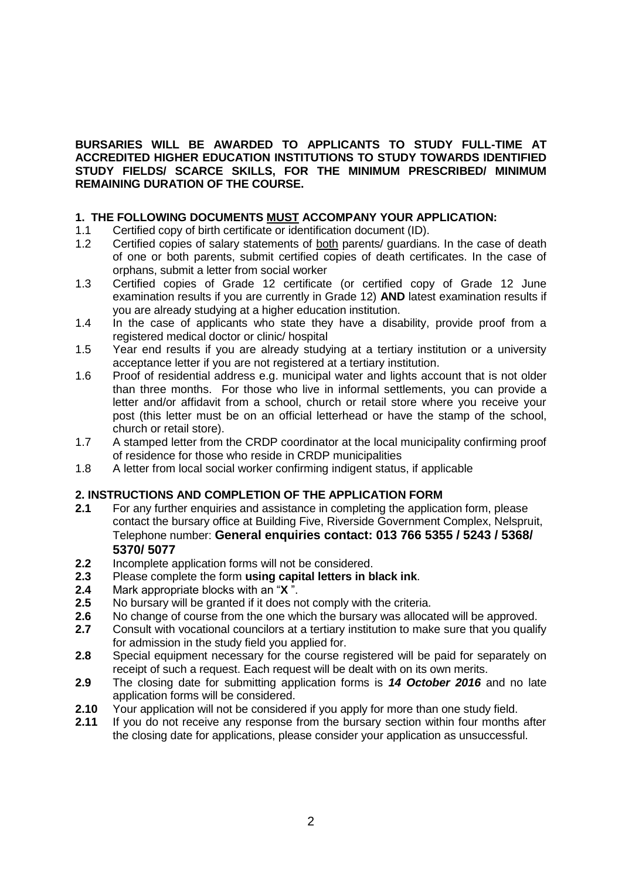**BURSARIES WILL BE AWARDED TO APPLICANTS TO STUDY FULL-TIME AT ACCREDITED HIGHER EDUCATION INSTITUTIONS TO STUDY TOWARDS IDENTIFIED STUDY FIELDS/ SCARCE SKILLS, FOR THE MINIMUM PRESCRIBED/ MINIMUM REMAINING DURATION OF THE COURSE.**

## 1. THE FOLLOWING DOCUMENTS <u>MUST</u> ACCOMPANY YOUR APPLICATION:

1.1 Certified copy of birth certificate or identification document (ID).

1.2 Certified copies of salary statements of <u>both</u> parents/ guardians. In the case of death of one or both parents, submit certified copies of death certificates. In the case of orphans, submit a letter from social worker

1.3 Certified copies of Grade 12 certificate (or certified copy of Grade 12 June examination results if you are currently in Grade 12) **AND** latest examination results if you are already studying at a higher education institution.

1.4 In the case of applicants who state they have a disability, provide proof from a registered medical doctor or clinic/ hospital

1.5 Year end results if you are already studying at a tertiary institution or a university acceptance letter if you are not registered at a tertiary institution.

1.6 Proof of residential address e.g. municipal water and lights account that is not older than three months. For those who live in informal settlements, you can provide a letter and/or affidavit from a school, church or retail store where you receive your post (this letter must be on an official letterhead or have the stamp of the school, church or retail store).

1.7 A stamped letter from the CRDP coordinator at the local municipality confirming proof of residence for those who reside in CRDP municipalities

1.8 A letter from local social worker confirming indigent status, if applicable

## 2. INSTRUCTIONS AND COMPLETION OF THE APPLICATION FORM

**2.1** For any further enquiries and assistance in completing the application form, please contact the bursary office at Building Five, Riverside Government Complex, Nelspruit, Telephone number: **General enquiries contact: 013 766 5355 / 5243 / 5368/ 5370/ 5077**

**2.2** Incomplete application forms will not be considered.

**2.3** Please complete the form **using capital letters in black ink**.

**2.4** Mark appropriate blocks with an "**X** ".

**2.5** No bursary will be granted if it does not comply with the criteria.

**2.6** No change of course from the one which the bursary was allocated will be approved.

**2.7** Consult with vocational councilors at a tertiary institution to make sure that you qualify for admission in the study field you applied for.

**2.8** Special equipment necessary for the course registered will be paid for separately on receipt of such a request. Each request will be dealt with on its own merits.

**2.9** The closing date for submitting application forms is ***14 October 2016*** and no late application forms will be considered.

**2.10** Your application will not be considered if you apply for more than one study field.

**2.11** If you do not receive any response from the bursary section within four months after the closing date for applications, please consider your application as unsuccessful.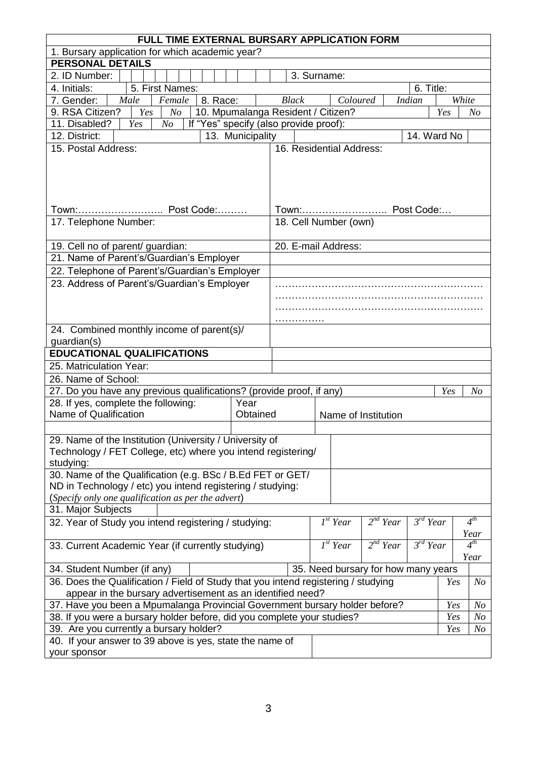# FULL TIME EXTERNAL BURSARY APPLICATION FORM

1. Bursary application for which academic year?

## PERSONAL DETAILS

| | | | | | | | | |
|---|---|---|---|---|---|---|---|---|
| 2. ID Number: | | | | | 3. Surname: | | | |
| 4. Initials: | | 5. First Names: | | | | | 6. Title: | |
| 7. Gender: | *Male* | *Female* | 8. Race: | *Black* | *Coloured* | *Indian* | *White* | |
| 9. RSA Citizen? | *Yes* | *No* | 10. Mpumalanga Resident / Citizen? | | | | *Yes* | *No* |
| 11. Disabled? | *Yes* | *No* | If "Yes" specify (also provide proof): | | | | | |
| 12. District: | | | 13. Municipality | | | 14. Ward No | | |

| | |
|---|---|
| 15. Postal Address:<br><br><br><br>Town:…………………….. Post Code:……… | 16. Residential Address:<br><br><br><br>Town:…………………….. Post Code:… |
| 17. Telephone Number: | 18. Cell Number (own) |
| 19. Cell no of parent/ guardian: | 20. E-mail Address: |
| 21. Name of Parent's/Guardian's Employer | |
| 22. Telephone of Parent's/Guardian's Employer | |
| 23. Address of Parent's/Guardian's Employer | ………………………………………………………<br>………………………………………………………<br>………………………………………………………<br>…………… |
| 24. Combined monthly income of parent(s)/ guardian(s) | |

## EDUCATIONAL QUALIFICATIONS

| | |
|---|---|
| 25. Matriculation Year: | |
| 26. Name of School: | |

| | | |
|---|---|---|
| 27. Do you have any previous qualifications? (provide proof, if any) | *Yes* | *No* |

| 28. If yes, complete the following:<br>Name of Qualification | Year Obtained | Name of Institution |
|---|---|---|
| | | |

| | |
|---|---|
| 29. Name of the Institution (University / University of Technology / FET College, etc) where you intend registering/ studying: | |
| 30. Name of the Qualification (e.g. BSc / B.Ed FET or GET/ ND in Technology / etc) you intend registering / studying:<br>(*Specify only one qualification as per the advert*) | |
| 31. Major Subjects | |

| | | | | |
|---|---|---|---|---|
| 32. Year of Study you intend registering / studying: | *1st Year* | *2nd Year* | *3rd Year* | *4th Year* |
| 33. Current Academic Year (if currently studying) | *1st Year* | *2nd Year* | *3rd Year* | *4th Year* |

| | | | |
|---|---|---|---|
| 34. Student Number (if any) | | 35. Need bursary for how many years | |

| | | |
|---|---|---|
| 36. Does the Qualification / Field of Study that you intend registering / studying appear in the bursary advertisement as an identified need? | *Yes* | *No* |
| 37. Have you been a Mpumalanga Provincial Government bursary holder before? | *Yes* | *No* |
| 38. If you were a bursary holder before, did you complete your studies? | *Yes* | *No* |
| 39. Are you currently a bursary holder? | *Yes* | *No* |

| | |
|---|---|
| 40. If your answer to 39 above is yes, state the name of your sponsor | |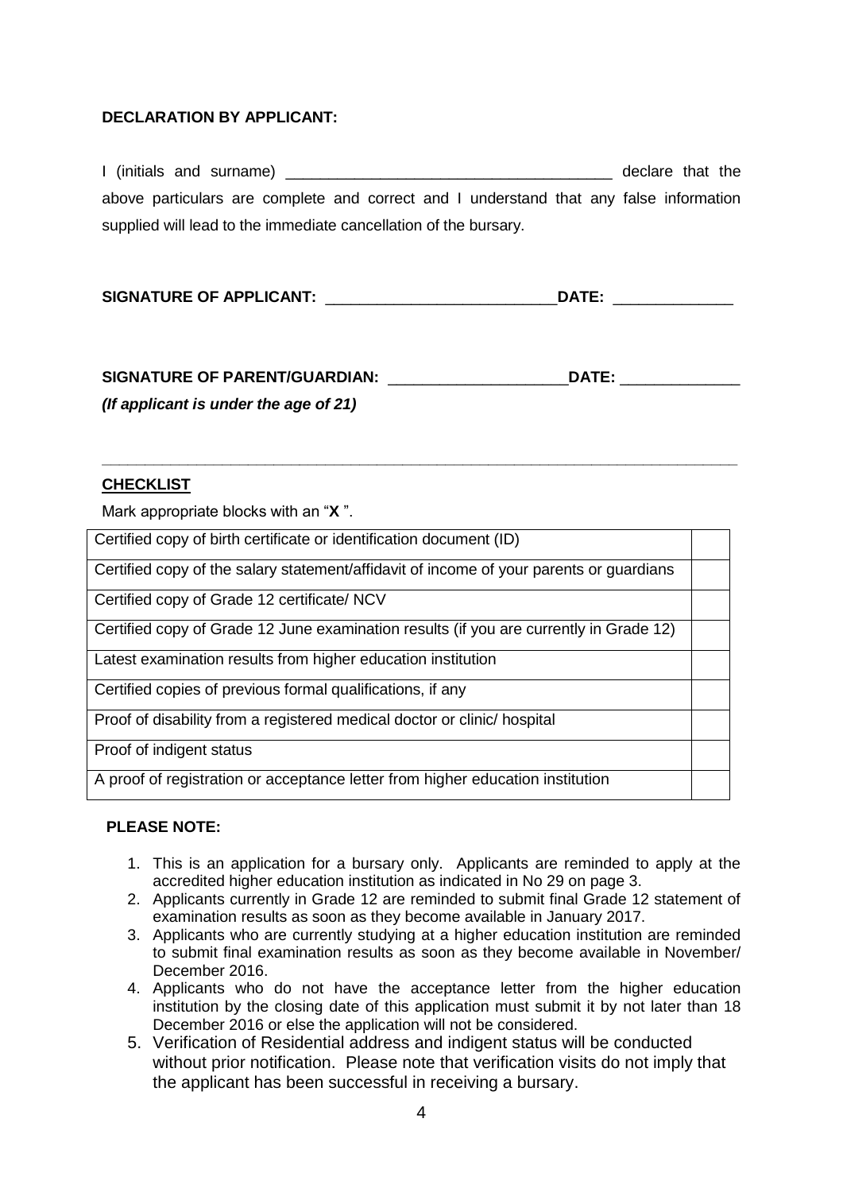**DECLARATION BY APPLICANT:**

I (initials and surname) ______________________________________ declare that the above particulars are complete and correct and I understand that any false information supplied will lead to the immediate cancellation of the bursary.

**SIGNATURE OF APPLICANT:** ___________________________**DATE:** ______________

**SIGNATURE OF PARENT/GUARDIAN:** _____________________**DATE:** ______________

***(If applicant is under the age of 21)***

---

**CHECKLIST**

Mark appropriate blocks with an "**X** ".

| | |
|---|---|
| Certified copy of birth certificate or identification document (ID) | |
| Certified copy of the salary statement/affidavit of income of your parents or guardians | |
| Certified copy of Grade 12 certificate/ NCV | |
| Certified copy of Grade 12 June examination results (if you are currently in Grade 12) | |
| Latest examination results from higher education institution | |
| Certified copies of previous formal qualifications, if any | |
| Proof of disability from a registered medical doctor or clinic/ hospital | |
| Proof of indigent status | |
| A proof of registration or acceptance letter from higher education institution | |

**PLEASE NOTE:**

1. This is an application for a bursary only. Applicants are reminded to apply at the accredited higher education institution as indicated in No 29 on page 3.
2. Applicants currently in Grade 12 are reminded to submit final Grade 12 statement of examination results as soon as they become available in January 2017.
3. Applicants who are currently studying at a higher education institution are reminded to submit final examination results as soon as they become available in November/ December 2016.
4. Applicants who do not have the acceptance letter from the higher education institution by the closing date of this application must submit it by not later than 18 December 2016 or else the application will not be considered.
5. Verification of Residential address and indigent status will be conducted without prior notification. Please note that verification visits do not imply that the applicant has been successful in receiving a bursary.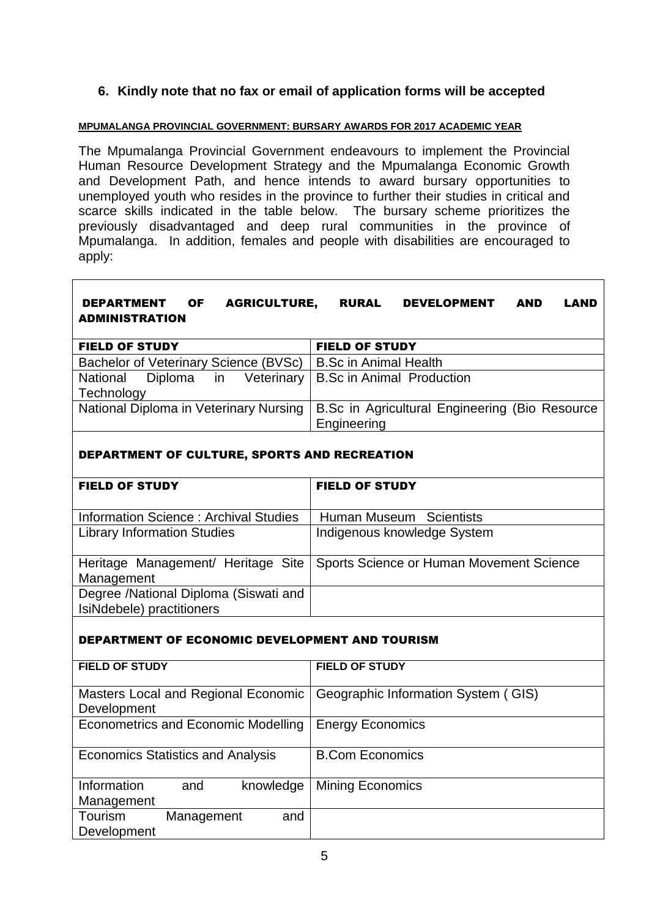6. **Kindly note that no fax or email of application forms will be accepted**

**MPUMALANGA PROVINCIAL GOVERNMENT: BURSARY AWARDS FOR 2017 ACADEMIC YEAR**

The Mpumalanga Provincial Government endeavours to implement the Provincial Human Resource Development Strategy and the Mpumalanga Economic Growth and Development Path, and hence intends to award bursary opportunities to unemployed youth who resides in the province to further their studies in critical and scarce skills indicated in the table below. The bursary scheme prioritizes the previously disadvantaged and deep rural communities in the province of Mpumalanga. In addition, females and people with disabilities are encouraged to apply:

**DEPARTMENT OF AGRICULTURE, RURAL DEVELOPMENT AND LAND ADMINISTRATION**

| FIELD OF STUDY | FIELD OF STUDY |
|---|---|
| Bachelor of Veterinary Science (BVSc) | B.Sc in Animal Health |
| National Diploma in Veterinary Technology | B.Sc in Animal Production |
| National Diploma in Veterinary Nursing | B.Sc in Agricultural Engineering (Bio Resource Engineering |

**DEPARTMENT OF CULTURE, SPORTS AND RECREATION**

| FIELD OF STUDY | FIELD OF STUDY |
|---|---|
| Information Science : Archival Studies | Human Museum Scientists |
| Library Information Studies | Indigenous knowledge System |
| Heritage Management/ Heritage Site Management | Sports Science or Human Movement Science |
| Degree /National Diploma (Siswati and IsiNdebele) practitioners | |

**DEPARTMENT OF ECONOMIC DEVELOPMENT AND TOURISM**

| FIELD OF STUDY | FIELD OF STUDY |
|---|---|
| Masters Local and Regional Economic Development | Geographic Information System ( GIS) |
| Econometrics and Economic Modelling | Energy Economics |
| Economics Statistics and Analysis | B.Com Economics |
| Information and knowledge Management | Mining Economics |
| Tourism Management and Development | |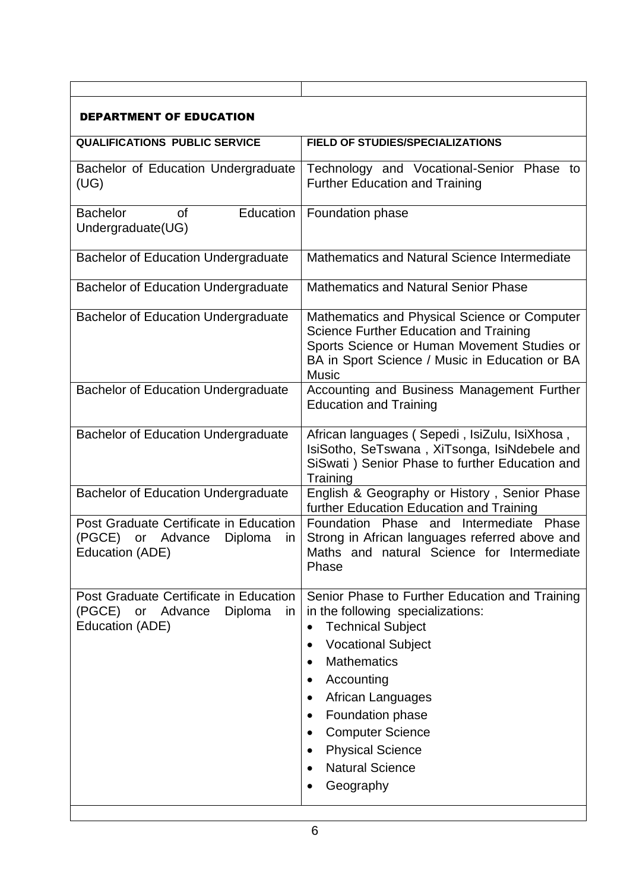| | |
|---|---|
| **DEPARTMENT OF EDUCATION** | |
| **QUALIFICATIONS PUBLIC SERVICE** | **FIELD OF STUDIES/SPECIALIZATIONS** |
| Bachelor of Education Undergraduate (UG) | Technology and Vocational-Senior Phase to Further Education and Training |
| Bachelor of Education Undergraduate(UG) | Foundation phase |
| Bachelor of Education Undergraduate | Mathematics and Natural Science Intermediate |
| Bachelor of Education Undergraduate | Mathematics and Natural Senior Phase |
| Bachelor of Education Undergraduate | Mathematics and Physical Science or Computer Science Further Education and Training<br>Sports Science or Human Movement Studies or BA in Sport Science / Music in Education or BA Music |
| Bachelor of Education Undergraduate | Accounting and Business Management Further Education and Training |
| Bachelor of Education Undergraduate | African languages ( Sepedi , IsiZulu, IsiXhosa , IsiSotho, SeTswana , XiTsonga, IsiNdebele and SiSwati ) Senior Phase to further Education and Training |
| Bachelor of Education Undergraduate | English & Geography or History , Senior Phase further Education Education and Training |
| Post Graduate Certificate in Education (PGCE) or Advance Diploma in Education (ADE) | Foundation Phase and Intermediate Phase Strong in African languages referred above and Maths and natural Science for Intermediate Phase |
| Post Graduate Certificate in Education (PGCE) or Advance Diploma in Education (ADE) | Senior Phase to Further Education and Training in the following specializations:<br>• Technical Subject<br>• Vocational Subject<br>• Mathematics<br>• Accounting<br>• African Languages<br>• Foundation phase<br>• Computer Science<br>• Physical Science<br>• Natural Science<br>• Geography |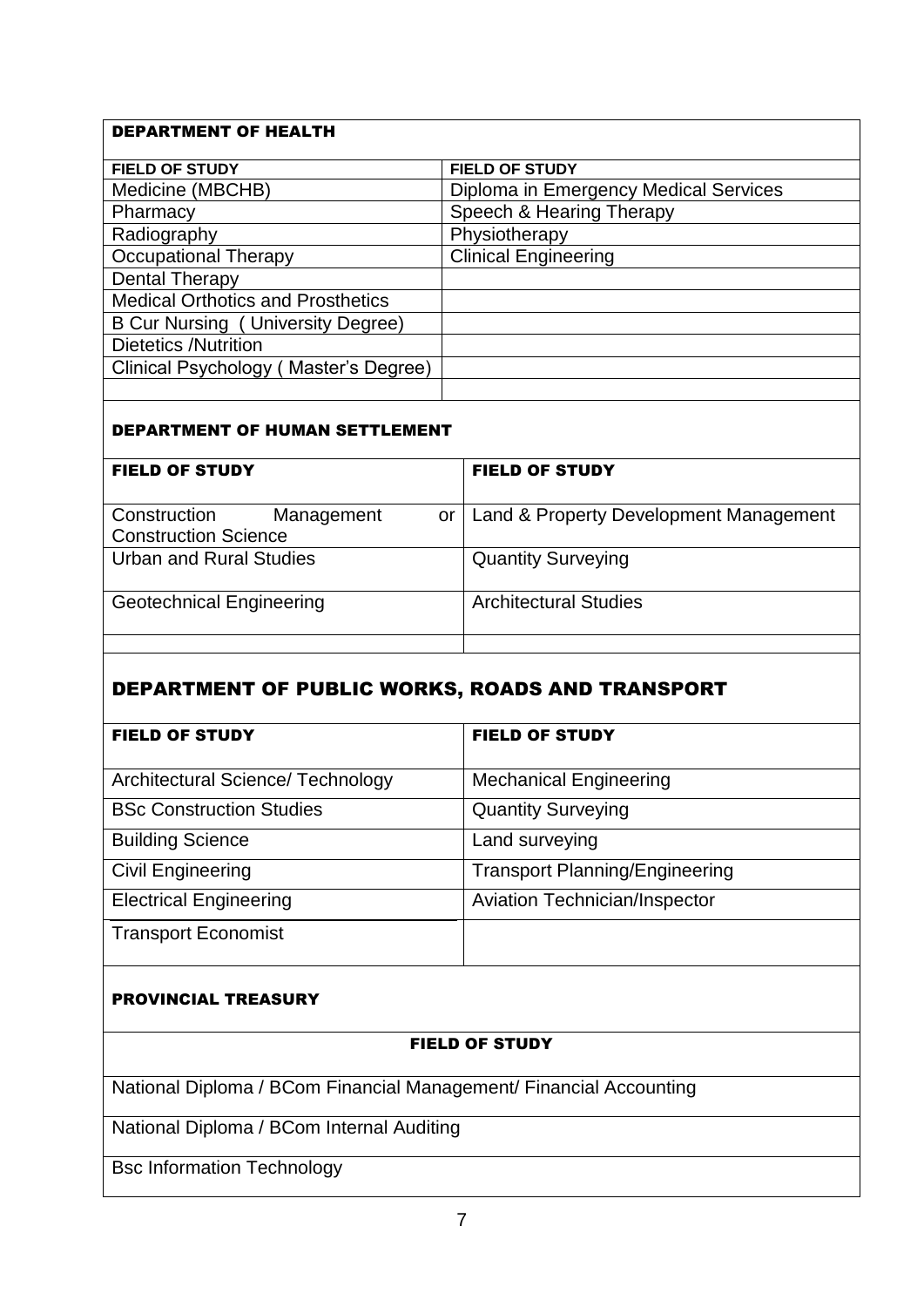## DEPARTMENT OF HEALTH

| FIELD OF STUDY | FIELD OF STUDY |
|---|---|
| Medicine (MBCHB) | Diploma in Emergency Medical Services |
| Pharmacy | Speech & Hearing Therapy |
| Radiography | Physiotherapy |
| Occupational Therapy | Clinical Engineering |
| Dental Therapy | |
| Medical Orthotics and Prosthetics | |
| B Cur Nursing ( University Degree) | |
| Dietetics /Nutrition | |
| Clinical Psychology ( Master's Degree) | |
| | |

## DEPARTMENT OF HUMAN SETTLEMENT

| FIELD OF STUDY | FIELD OF STUDY |
|---|---|
| Construction Management or Construction Science | Land & Property Development Management |
| Urban and Rural Studies | Quantity Surveying |
| Geotechnical Engineering | Architectural Studies |
| | |

## DEPARTMENT OF PUBLIC WORKS, ROADS AND TRANSPORT

| FIELD OF STUDY | FIELD OF STUDY |
|---|---|
| Architectural Science/ Technology | Mechanical Engineering |
| BSc Construction Studies | Quantity Surveying |
| Building Science | Land surveying |
| Civil Engineering | Transport Planning/Engineering |
| Electrical Engineering | Aviation Technician/Inspector |
| Transport Economist | |

## PROVINCIAL TREASURY

| FIELD OF STUDY |
|---|
| National Diploma / BCom Financial Management/ Financial Accounting |
| National Diploma / BCom Internal Auditing |
| Bsc Information Technology |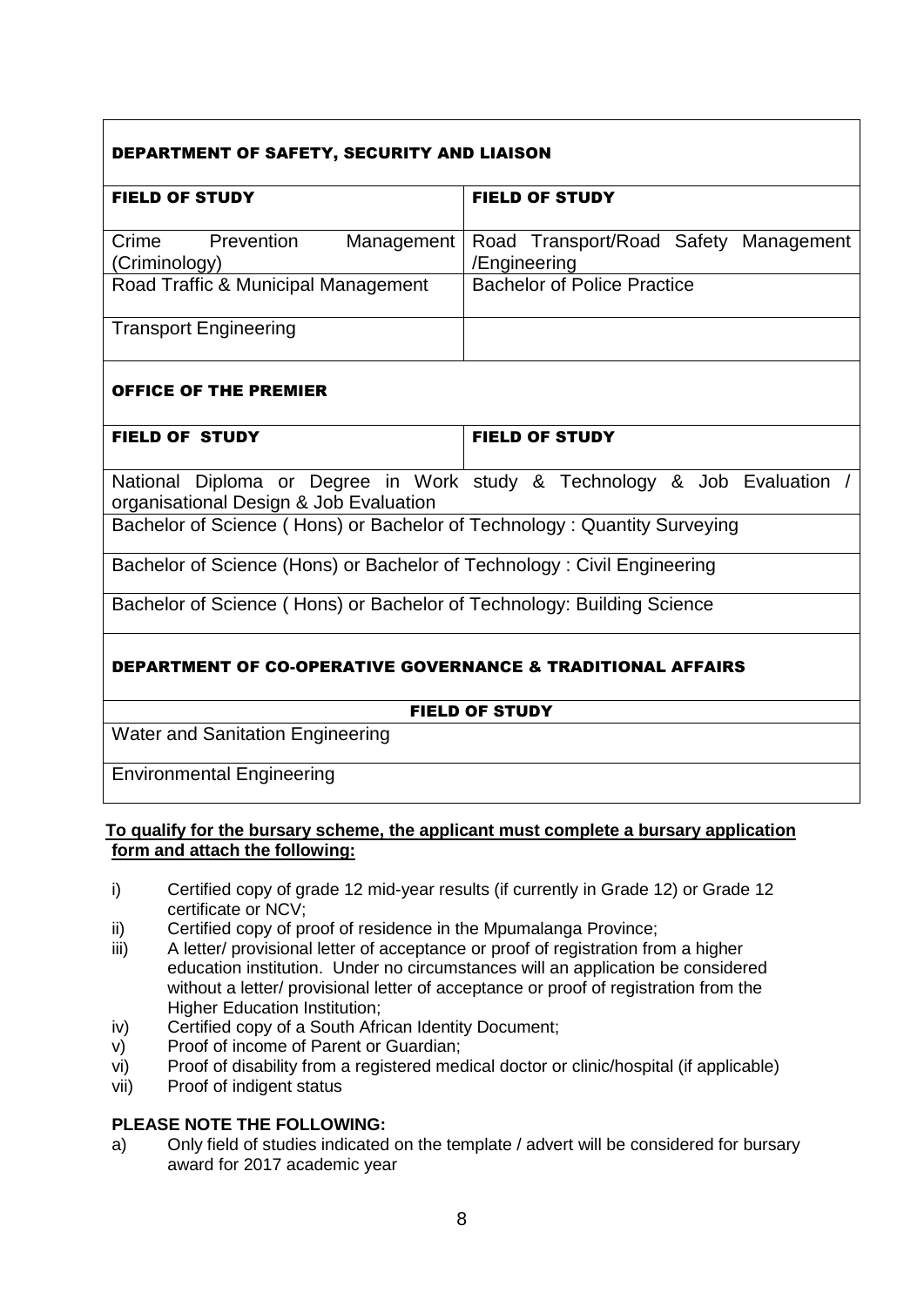## DEPARTMENT OF SAFETY, SECURITY AND LIAISON

| FIELD OF STUDY | FIELD OF STUDY |
|---|---|
| Crime Prevention Management (Criminology) | Road Transport/Road Safety Management /Engineering |
| Road Traffic & Municipal Management | Bachelor of Police Practice |
| Transport Engineering | |

## OFFICE OF THE PREMIER

| FIELD OF STUDY | FIELD OF STUDY |
|---|---|
| National Diploma or Degree in Work study & Technology & Job Evaluation / organisational Design & Job Evaluation | |
| Bachelor of Science ( Hons) or Bachelor of Technology : Quantity Surveying | |
| Bachelor of Science (Hons) or Bachelor of Technology : Civil Engineering | |
| Bachelor of Science ( Hons) or Bachelor of Technology: Building Science | |

## DEPARTMENT OF CO-OPERATIVE GOVERNANCE & TRADITIONAL AFFAIRS

| FIELD OF STUDY |
|---|
| Water and Sanitation Engineering |
| Environmental Engineering |

**To qualify for the bursary scheme, the applicant must complete a bursary application form and attach the following:**

i) Certified copy of grade 12 mid-year results (if currently in Grade 12) or Grade 12 certificate or NCV;
ii) Certified copy of proof of residence in the Mpumalanga Province;
iii) A letter/ provisional letter of acceptance or proof of registration from a higher education institution. Under no circumstances will an application be considered without a letter/ provisional letter of acceptance or proof of registration from the Higher Education Institution;
iv) Certified copy of a South African Identity Document;
v) Proof of income of Parent or Guardian;
vi) Proof of disability from a registered medical doctor or clinic/hospital (if applicable)
vii) Proof of indigent status

**PLEASE NOTE THE FOLLOWING:**

a) Only field of studies indicated on the template / advert will be considered for bursary award for 2017 academic year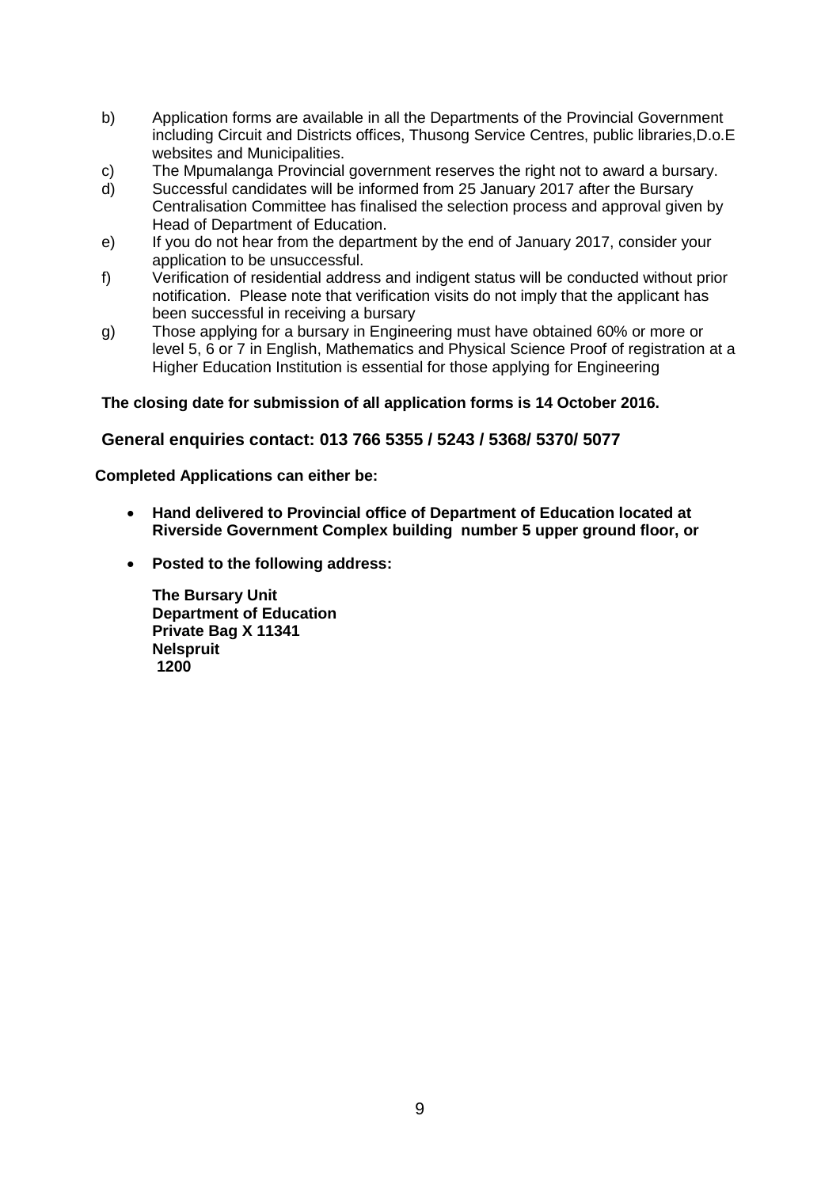b) Application forms are available in all the Departments of the Provincial Government including Circuit and Districts offices, Thusong Service Centres, public libraries,D.o.E websites and Municipalities.

c) The Mpumalanga Provincial government reserves the right not to award a bursary.

d) Successful candidates will be informed from 25 January 2017 after the Bursary Centralisation Committee has finalised the selection process and approval given by Head of Department of Education.

e) If you do not hear from the department by the end of January 2017, consider your application to be unsuccessful.

f) Verification of residential address and indigent status will be conducted without prior notification. Please note that verification visits do not imply that the applicant has been successful in receiving a bursary

g) Those applying for a bursary in Engineering must have obtained 60% or more or level 5, 6 or 7 in English, Mathematics and Physical Science Proof of registration at a Higher Education Institution is essential for those applying for Engineering

**The closing date for submission of all application forms is 14 October 2016.**

**General enquiries contact: 013 766 5355 / 5243 / 5368/ 5370/ 5077**

**Completed Applications can either be:**

- **Hand delivered to Provincial office of Department of Education located at Riverside Government Complex building number 5 upper ground floor, or**
- **Posted to the following address:**

  **The Bursary Unit**
  **Department of Education**
  **Private Bag X 11341**
  **Nelspruit**
  **1200**